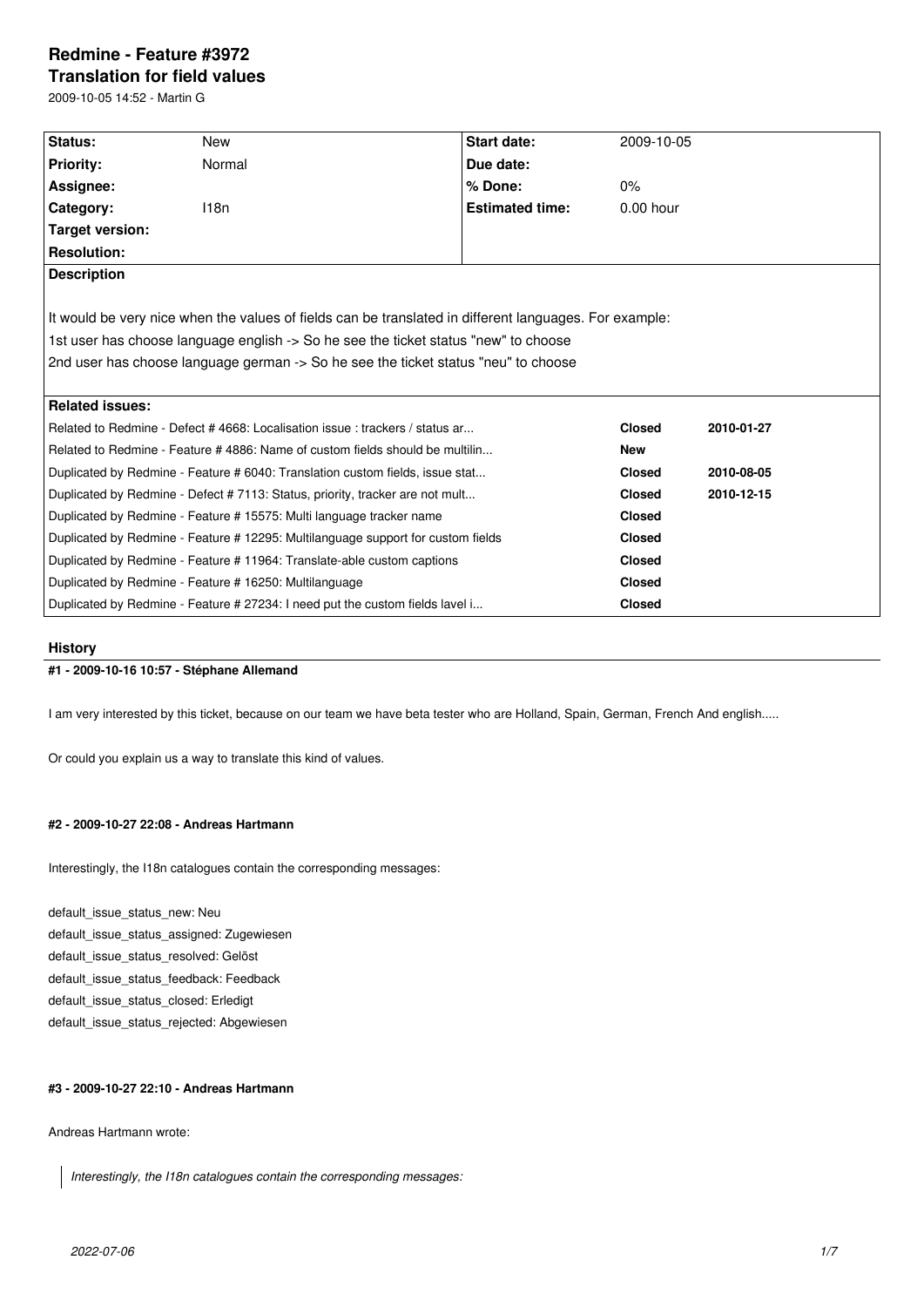# Redmine - Feature #3972

## Translation for field values

2009-10-05 14:52 - Martin G

| Status: | New | Start date: | 2009-10-05 |
|---|---|---|---|
| Priority: | Normal | Due date: | |
| Assignee: | | % Done: | 0% |
| Category: | I18n | Estimated time: | 0.00 hour |
| Target version: | | | |
| Resolution: | | | |

**Description**

It would be very nice when the values of fields can be translated in different languages. For example:
1st user has choose language english -> So he see the ticket status "new" to choose
2nd user has choose language german -> So he see the ticket status "neu" to choose

**Related issues:**

| Issue | Status | Date |
|---|---|---|
| Related to Redmine - Defect # 4668: Localisation issue : trackers / status ar... | Closed | 2010-01-27 |
| Related to Redmine - Feature # 4886: Name of custom fields should be multilin... | New | |
| Duplicated by Redmine - Feature # 6040: Translation custom fields, issue stat... | Closed | 2010-08-05 |
| Duplicated by Redmine - Defect # 7113: Status, priority, tracker are not mult... | Closed | 2010-12-15 |
| Duplicated by Redmine - Feature # 15575: Multi language tracker name | Closed | |
| Duplicated by Redmine - Feature # 12295: Multilanguage support for custom fields | Closed | |
| Duplicated by Redmine - Feature # 11964: Translate-able custom captions | Closed | |
| Duplicated by Redmine - Feature # 16250: Multilanguage | Closed | |
| Duplicated by Redmine - Feature # 27234: I need put the custom fields lavel i... | Closed | |

### History

#### #1 - 2009-10-16 10:57 - Stéphane Allemand

I am very interested by this ticket, because on our team we have beta tester who are Holland, Spain, German, French And english.....

Or could you explain us a way to translate this kind of values.

#### #2 - 2009-10-27 22:08 - Andreas Hartmann

Interestingly, the I18n catalogues contain the corresponding messages:

default_issue_status_new: Neu
default_issue_status_assigned: Zugewiesen
default_issue_status_resolved: Gelöst
default_issue_status_feedback: Feedback
default_issue_status_closed: Erledigt
default_issue_status_rejected: Abgewiesen

#### #3 - 2009-10-27 22:10 - Andreas Hartmann

Andreas Hartmann wrote:

> *Interestingly, the I18n catalogues contain the corresponding messages:*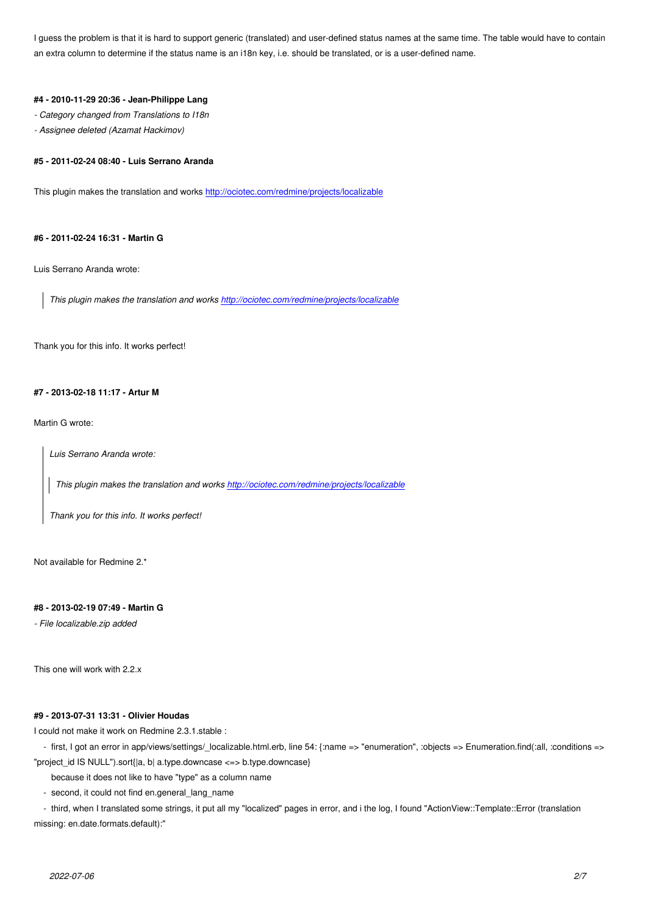I guess the problem is that it is hard to support generic (translated) and user-defined status names at the same time. The table would have to contain an extra column to determine if the status name is an i18n key, i.e. should be translated, or is a user-defined name.

#### #4 - 2010-11-29 20:36 - Jean-Philippe Lang

*- Category changed from Translations to I18n*

*- Assignee deleted (Azamat Hackimov)*

#### #5 - 2011-02-24 08:40 - Luis Serrano Aranda

This plugin makes the translation and works http://ociotec.com/redmine/projects/localizable

#### #6 - 2011-02-24 16:31 - Martin G

Luis Serrano Aranda wrote:

> *This plugin makes the translation and works http://ociotec.com/redmine/projects/localizable*

Thank you for this info. It works perfect!

#### #7 - 2013-02-18 11:17 - Artur M

Martin G wrote:

> *Luis Serrano Aranda wrote:*
>
> > *This plugin makes the translation and works http://ociotec.com/redmine/projects/localizable*
>
> *Thank you for this info. It works perfect!*

Not available for Redmine 2.*

#### #8 - 2013-02-19 07:49 - Martin G

*- File localizable.zip added*

This one will work with 2.2.x

#### #9 - 2013-07-31 13:31 - Olivier Houdas

I could not make it work on Redmine 2.3.1.stable :

- first, I got an error in app/views/settings/_localizable.html.erb, line 54: {:name => "enumeration", :objects => Enumeration.find(:all, :conditions => "project_id IS NULL").sort{|a, b| a.type.downcase <=> b.type.downcase}
  because it does not like to have "type" as a column name
- second, it could not find en.general_lang_name
- third, when I translated some strings, it put all my "localized" pages in error, and i the log, I found "ActionView::Template::Error (translation missing: en.date.formats.default):"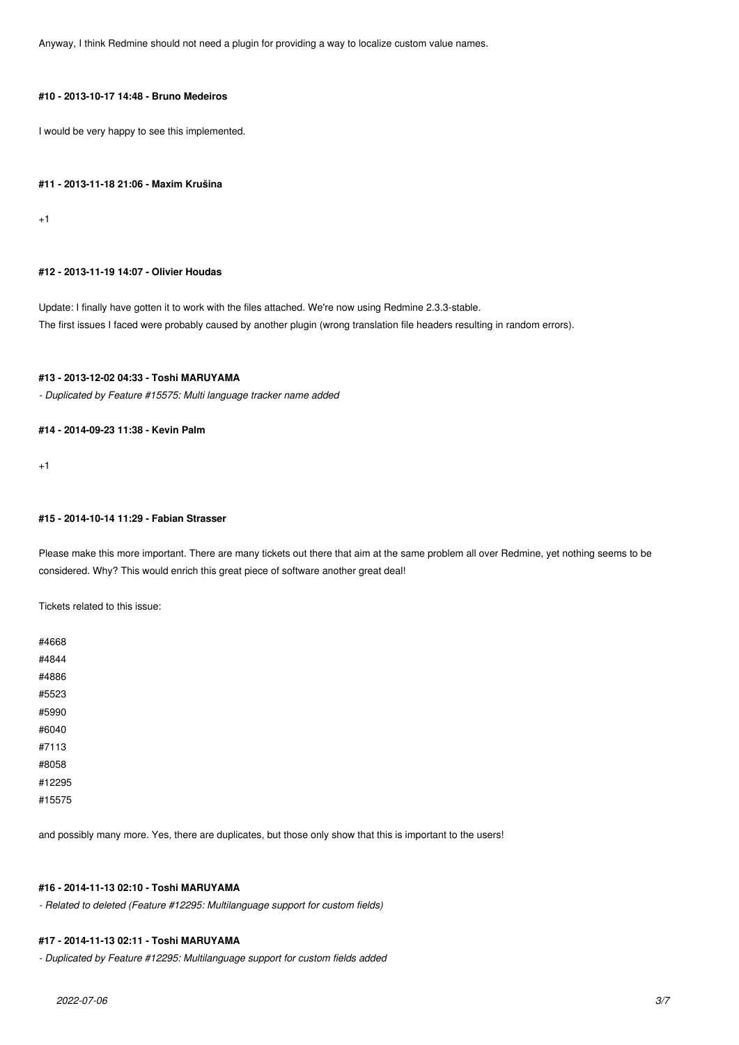Anyway, I think Redmine should not need a plugin for providing a way to localize custom value names.

#### #10 - 2013-10-17 14:48 - Bruno Medeiros

I would be very happy to see this implemented.

#### #11 - 2013-11-18 21:06 - Maxim Krušina

+1

#### #12 - 2013-11-19 14:07 - Olivier Houdas

Update: I finally have gotten it to work with the files attached. We're now using Redmine 2.3.3-stable.
The first issues I faced were probably caused by another plugin (wrong translation file headers resulting in random errors).

#### #13 - 2013-12-02 04:33 - Toshi MARUYAMA

*- Duplicated by Feature #15575: Multi language tracker name added*

#### #14 - 2014-09-23 11:38 - Kevin Palm

+1

#### #15 - 2014-10-14 11:29 - Fabian Strasser

Please make this more important. There are many tickets out there that aim at the same problem all over Redmine, yet nothing seems to be considered. Why? This would enrich this great piece of software another great deal!

Tickets related to this issue:

#4668
#4844
#4886
#5523
#5990
#6040
#7113
#8058
#12295
#15575

and possibly many more. Yes, there are duplicates, but those only show that this is important to the users!

#### #16 - 2014-11-13 02:10 - Toshi MARUYAMA

*- Related to deleted (Feature #12295: Multilanguage support for custom fields)*

#### #17 - 2014-11-13 02:11 - Toshi MARUYAMA

*- Duplicated by Feature #12295: Multilanguage support for custom fields added*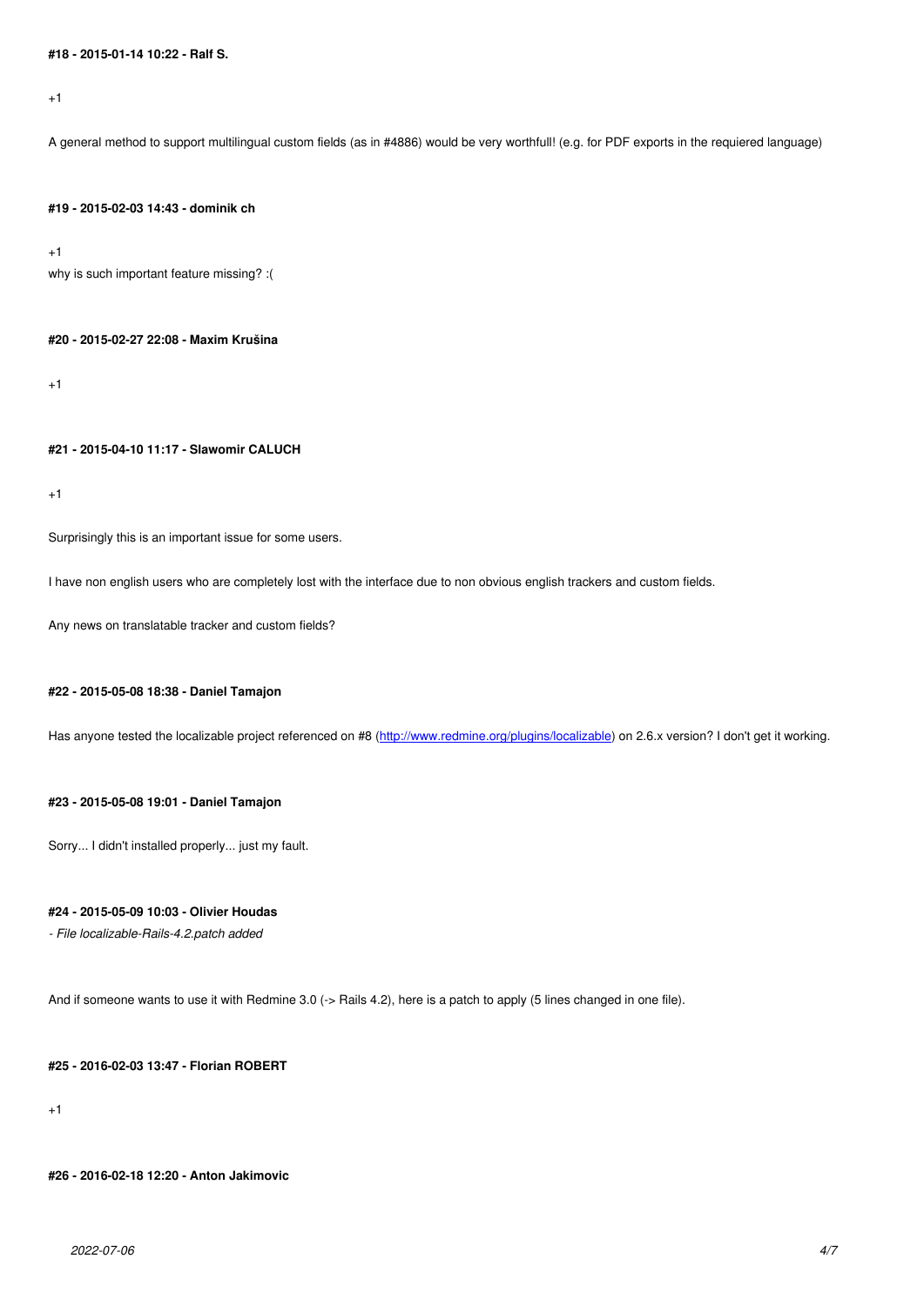#### #18 - 2015-01-14 10:22 - Ralf S.

+1

A general method to support multilingual custom fields (as in #4886) would be very worthfull! (e.g. for PDF exports in the requiered language)

#### #19 - 2015-02-03 14:43 - dominik ch

+1
why is such important feature missing? :(

#### #20 - 2015-02-27 22:08 - Maxim Krušina

+1

#### #21 - 2015-04-10 11:17 - Slawomir CALUCH

+1

Surprisingly this is an important issue for some users.

I have non english users who are completely lost with the interface due to non obvious english trackers and custom fields.

Any news on translatable tracker and custom fields?

#### #22 - 2015-05-08 18:38 - Daniel Tamajon

Has anyone tested the localizable project referenced on #8 (http://www.redmine.org/plugins/localizable) on 2.6.x version? I don't get it working.

#### #23 - 2015-05-08 19:01 - Daniel Tamajon

Sorry... I didn't installed properly... just my fault.

#### #24 - 2015-05-09 10:03 - Olivier Houdas

*- File localizable-Rails-4.2.patch added*

And if someone wants to use it with Redmine 3.0 (-> Rails 4.2), here is a patch to apply (5 lines changed in one file).

#### #25 - 2016-02-03 13:47 - Florian ROBERT

+1

#### #26 - 2016-02-18 12:20 - Anton Jakimovic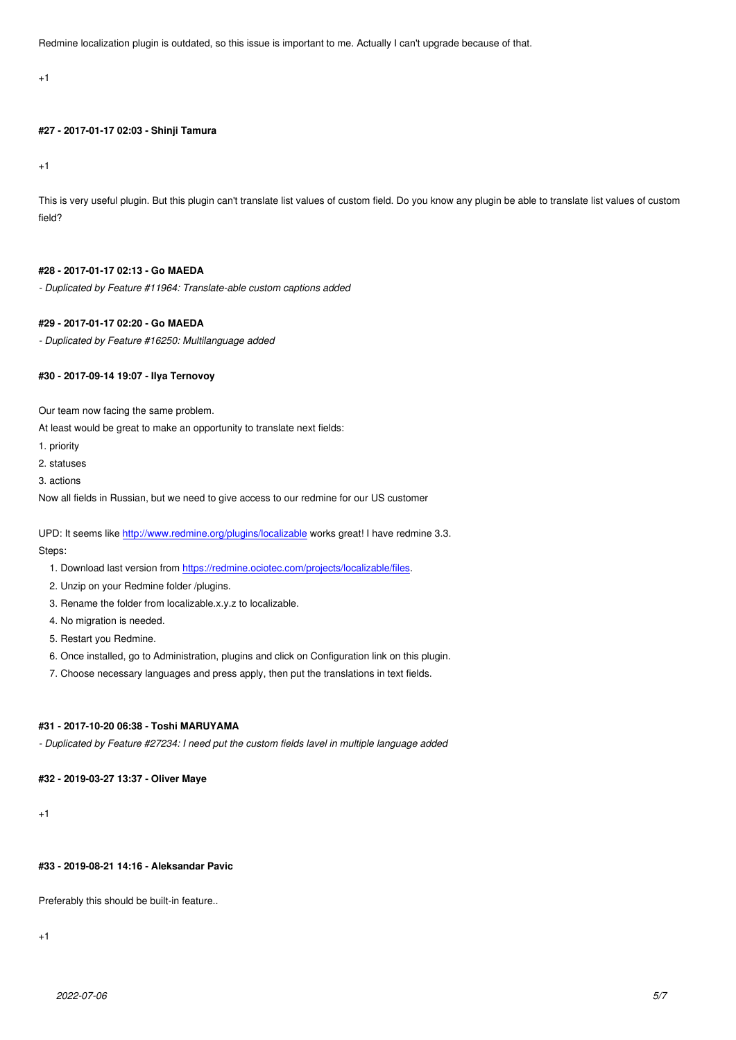Redmine localization plugin is outdated, so this issue is important to me. Actually I can't upgrade because of that.

+1

#### #27 - 2017-01-17 02:03 - Shinji Tamura

+1

This is very useful plugin. But this plugin can't translate list values of custom field. Do you know any plugin be able to translate list values of custom field?

#### #28 - 2017-01-17 02:13 - Go MAEDA

*- Duplicated by Feature #11964: Translate-able custom captions added*

#### #29 - 2017-01-17 02:20 - Go MAEDA

*- Duplicated by Feature #16250: Multilanguage added*

#### #30 - 2017-09-14 19:07 - Ilya Ternovoy

Our team now facing the same problem.
At least would be great to make an opportunity to translate next fields:
1. priority
2. statuses
3. actions
Now all fields in Russian, but we need to give access to our redmine for our US customer

UPD: It seems like [http://www.redmine.org/plugins/localizable](http://www.redmine.org/plugins/localizable) works great! I have redmine 3.3.
Steps:

1. Download last version from [https://redmine.ociotec.com/projects/localizable/files](https://redmine.ociotec.com/projects/localizable/files).
2. Unzip on your Redmine folder /plugins.
3. Rename the folder from localizable.x.y.z to localizable.
4. No migration is needed.
5. Restart you Redmine.
6. Once installed, go to Administration, plugins and click on Configuration link on this plugin.
7. Choose necessary languages and press apply, then put the translations in text fields.

#### #31 - 2017-10-20 06:38 - Toshi MARUYAMA

*- Duplicated by Feature #27234: I need put the custom fields lavel in multiple language added*

#### #32 - 2019-03-27 13:37 - Oliver Maye

+1

#### #33 - 2019-08-21 14:16 - Aleksandar Pavic

Preferably this should be built-in feature..

+1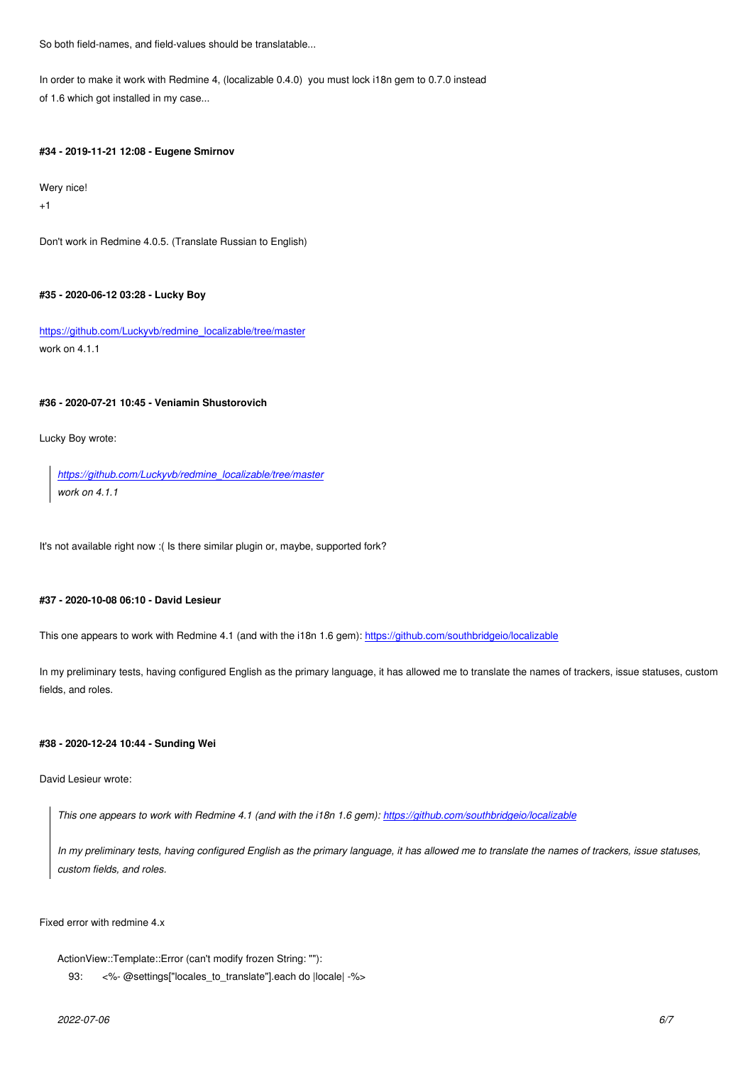So both field-names, and field-values should be translatable...

In order to make it work with Redmine 4, (localizable 0.4.0)  you must lock i18n gem to 0.7.0 instead of 1.6 which got installed in my case...

#### #34 - 2019-11-21 12:08 - Eugene Smirnov

Wery nice!
+1

Don't work in Redmine 4.0.5. (Translate Russian to English)

#### #35 - 2020-06-12 03:28 - Lucky Boy

https://github.com/Luckyvb/redmine_localizable/tree/master
work on 4.1.1

#### #36 - 2020-07-21 10:45 - Veniamin Shustorovich

Lucky Boy wrote:

> *https://github.com/Luckyvb/redmine_localizable/tree/master*
> *work on 4.1.1*

It's not available right now :( Is there similar plugin or, maybe, supported fork?

#### #37 - 2020-10-08 06:10 - David Lesieur

This one appears to work with Redmine 4.1 (and with the i18n 1.6 gem): https://github.com/southbridgeio/localizable

In my preliminary tests, having configured English as the primary language, it has allowed me to translate the names of trackers, issue statuses, custom fields, and roles.

#### #38 - 2020-12-24 10:44 - Sunding Wei

David Lesieur wrote:

> *This one appears to work with Redmine 4.1 (and with the i18n 1.6 gem): https://github.com/southbridgeio/localizable*
>
> *In my preliminary tests, having configured English as the primary language, it has allowed me to translate the names of trackers, issue statuses, custom fields, and roles.*

Fixed error with redmine 4.x

```
ActionView::Template::Error (can't modify frozen String: ""):
   93:     <%- @settings["locales_to_translate"].each do |locale| -%>
```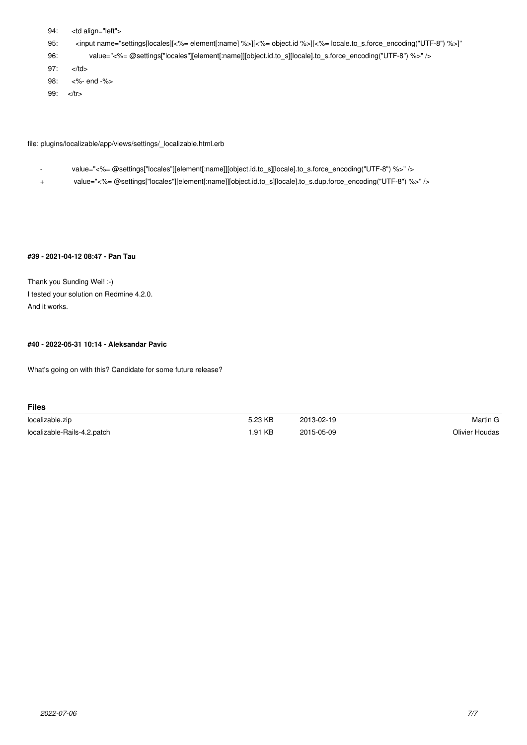```
94:      <td align="left">
95:        <input name="settings[locales][<%= element[:name] %>][<%= object.id %>][<%= locale.to_s.force_encoding("UTF-8") %>]"
96:              value="<%= @settings["locales"][element[:name]][object.id.to_s][locale].to_s.force_encoding("UTF-8") %>" />
97:      </td>
98:      <%- end -%>
99:    </tr>
```

file: plugins/localizable/app/views/settings/_localizable.html.erb

```
-             value="<%= @settings["locales"][element[:name]][object.id.to_s][locale].to_s.force_encoding("UTF-8") %>" />
+             value="<%= @settings["locales"][element[:name]][object.id.to_s][locale].to_s.dup.force_encoding("UTF-8") %>" />
```

#### #39 - 2021-04-12 08:47 - Pan Tau

Thank you Sunding Wei! :-)
I tested your solution on Redmine 4.2.0.
And it works.

#### #40 - 2022-05-31 10:14 - Aleksandar Pavic

What's going on with this? Candidate for some future release?

### Files

| | | | |
|---|---|---|---|
| localizable.zip | 5.23 KB | 2013-02-19 | Martin G |
| localizable-Rails-4.2.patch | 1.91 KB | 2015-05-09 | Olivier Houdas |